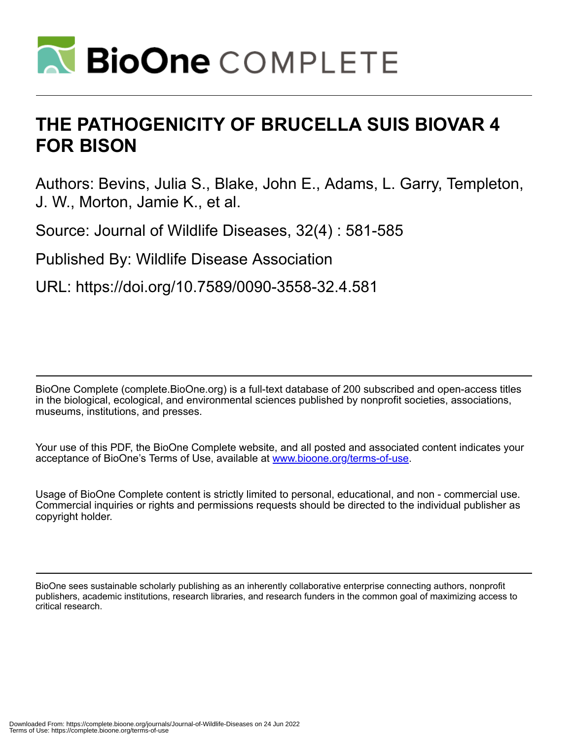# THE PATHOGENICITY OF BRUCELLA SUIS BIOVAR 4 FOR BISON

Authors: Bevins, Julia S., Blake, John E., Adams, L. Garry, Templeton, J. W., Morton, Jamie K., et al.

Source: Journal of Wildlife Diseases, 32(4) : 581-585

Published By: Wildlife Disease Association

URL: https://doi.org/10.7589/0090-3558-32.4.581

BioOne Complete (complete.BioOne.org) is a full-text database of 200 subscribed and open-access titles in the biological, ecological, and environmental sciences published by nonprofit societies, associations, museums, institutions, and presses.

Your use of this PDF, the BioOne Complete website, and all posted and associated content indicates your acceptance of BioOne's Terms of Use, available at www.bioone.org/terms-of-use.

Usage of BioOne Complete content is strictly limited to personal, educational, and non - commercial use. Commercial inquiries or rights and permissions requests should be directed to the individual publisher as copyright holder.

BioOne sees sustainable scholarly publishing as an inherently collaborative enterprise connecting authors, nonprofit publishers, academic institutions, research libraries, and research funders in the common goal of maximizing access to critical research.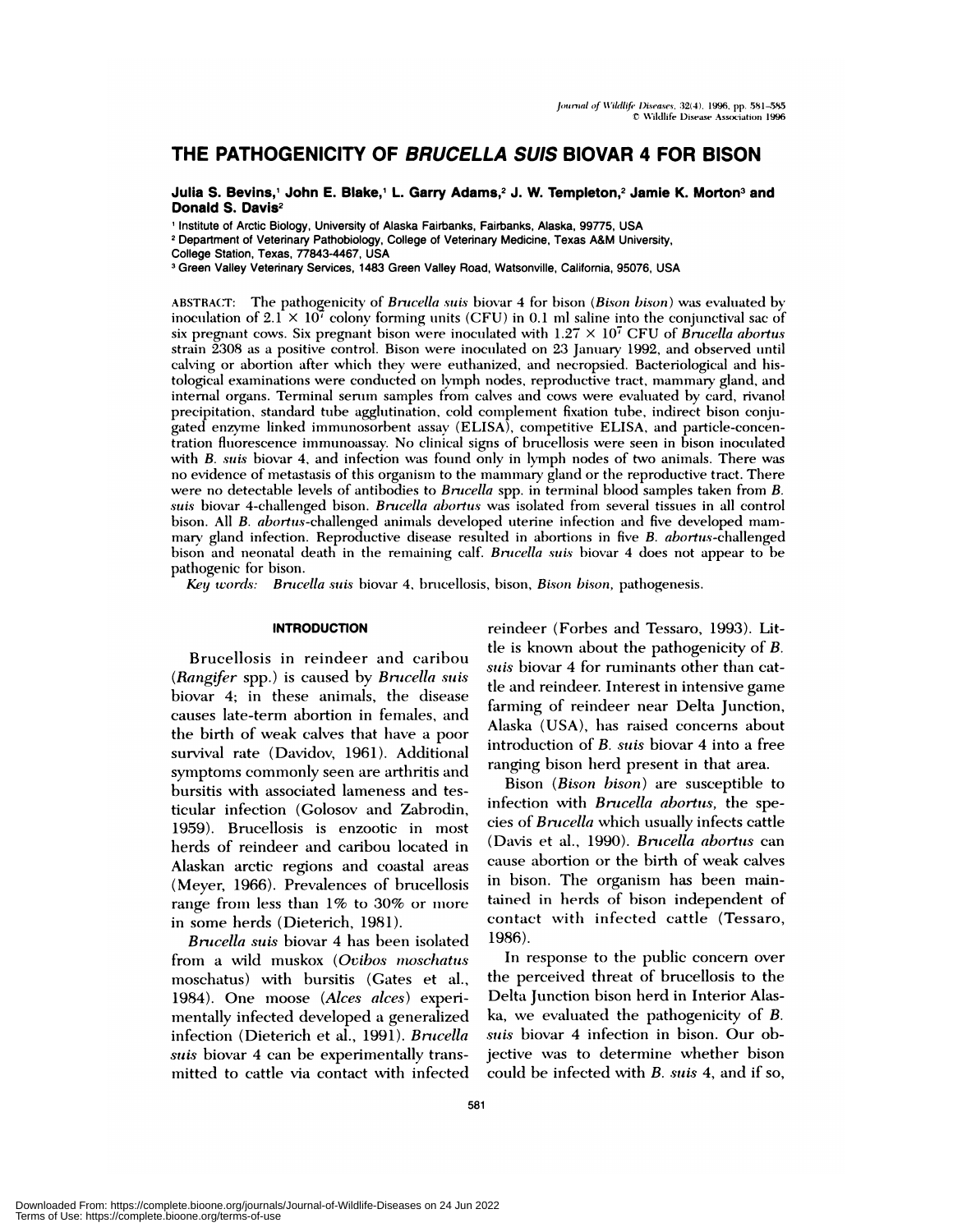# THE PATHOGENICITY OF *BRUCELLA SUIS* BIOVAR 4 FOR BISON

**Julia S. Bevins,[1] John E. Blake,[1] L. Garry Adams,[2] J. W. Templeton,[2] Jamie K. Morton[3] and Donald S. Davis[2]**

[1] Institute of Arctic Biology, University of Alaska Fairbanks, Fairbanks, Alaska, 99775, USA
[2] Department of Veterinary Pathobiology, College of Veterinary Medicine, Texas A&M University, College Station, Texas, 77843-4467, USA
[3] Green Valley Veterinary Services, 1483 Green Valley Road, Watsonville, California, 95076, USA

ABSTRACT: The pathogenicity of *Brucella suis* biovar 4 for bison (*Bison bison*) was evaluated by inoculation of $2.1 \times 10^7$ colony forming units (CFU) in 0.1 ml saline into the conjunctival sac of six pregnant cows. Six pregnant bison were inoculated with $1.27 \times 10^7$ CFU of *Brucella abortus* strain 2308 as a positive control. Bison were inoculated on 23 January 1992, and observed until calving or abortion after which they were euthanized, and necropsied. Bacteriological and histological examinations were conducted on lymph nodes, reproductive tract, mammary gland, and internal organs. Terminal serum samples from calves and cows were evaluated by card, rivanol precipitation, standard tube agglutination, cold complement fixation tube, indirect bison conjugated enzyme linked immunosorbent assay (ELISA), competitive ELISA, and particle-concentration fluorescence immunoassay. No clinical signs of brucellosis were seen in bison inoculated with *B. suis* biovar 4, and infection was found only in lymph nodes of two animals. There was no evidence of metastasis of this organism to the mammary gland or the reproductive tract. There were no detectable levels of antibodies to *Brucella* spp. in terminal blood samples taken from *B. suis* biovar 4-challenged bison. *Brucella abortus* was isolated from several tissues in all control bison. All *B. abortus*-challenged animals developed uterine infection and five developed mammary gland infection. Reproductive disease resulted in abortions in five *B. abortus*-challenged bison and neonatal death in the remaining calf. *Brucella suis* biovar 4 does not appear to be pathogenic for bison.

*Key words:* *Brucella suis* biovar 4, brucellosis, bison, *Bison bison*, pathogenesis.

## INTRODUCTION

Brucellosis in reindeer and caribou (*Rangifer* spp.) is caused by *Brucella suis* biovar 4; in these animals, the disease causes late-term abortion in females, and the birth of weak calves that have a poor survival rate (Davidov, 1961). Additional symptoms commonly seen are arthritis and bursitis with associated lameness and testicular infection (Golosov and Zabrodin, 1959). Brucellosis is enzootic in most herds of reindeer and caribou located in Alaskan arctic regions and coastal areas (Meyer, 1966). Prevalences of brucellosis range from less than 1% to 30% or more in some herds (Dieterich, 1981).

*Brucella suis* biovar 4 has been isolated from a wild muskox (*Ovibos moschatus* moschatus) with bursitis (Gates et al., 1984). One moose (*Alces alces*) experimentally infected developed a generalized infection (Dieterich et al., 1991). *Brucella suis* biovar 4 can be experimentally transmitted to cattle via contact with infected reindeer (Forbes and Tessaro, 1993). Little is known about the pathogenicity of *B. suis* biovar 4 for ruminants other than cattle and reindeer. Interest in intensive game farming of reindeer near Delta Junction, Alaska (USA), has raised concerns about introduction of *B. suis* biovar 4 into a free ranging bison herd present in that area.

Bison (*Bison bison*) are susceptible to infection with *Brucella abortus*, the species of *Brucella* which usually infects cattle (Davis et al., 1990). *Brucella abortus* can cause abortion or the birth of weak calves in bison. The organism has been maintained in herds of bison independent of contact with infected cattle (Tessaro, 1986).

In response to the public concern over the perceived threat of brucellosis to the Delta Junction bison herd in Interior Alaska, we evaluated the pathogenicity of *B. suis* biovar 4 infection in bison. Our objective was to determine whether bison could be infected with *B. suis* 4, and if so,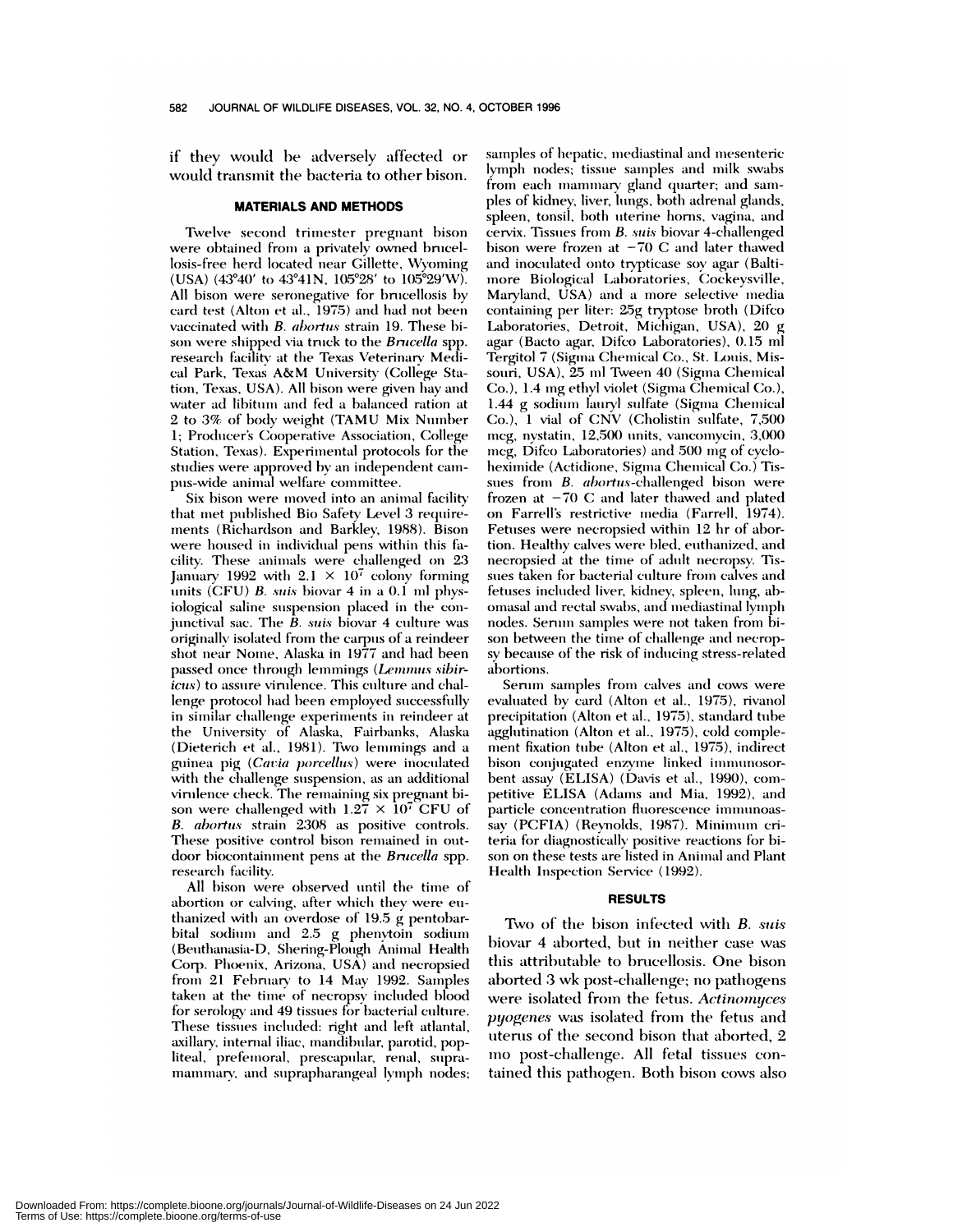if they would be adversely affected or would transmit the bacteria to other bison.

## MATERIALS AND METHODS

Twelve second trimester pregnant bison were obtained from a privately owned brucellosis-free herd located near Gillette, Wyoming (USA) (43°40′ to 43°41N, 105°28′ to 105°29′W). All bison were seronegative for brucellosis by card test (Alton et al., 1975) and had not been vaccinated with *B. abortus* strain 19. These bison were shipped via truck to the *Brucella* spp. research facility at the Texas Veterinary Medical Park, Texas A&M University (College Station, Texas, USA). All bison were given hay and water ad libitum and fed a balanced ration at 2 to 3% of body weight (TAMU Mix Number 1; Producer's Cooperative Association, College Station, Texas). Experimental protocols for the studies were approved by an independent campus-wide animal welfare committee.

Six bison were moved into an animal facility that met published Bio Safety Level 3 requirements (Richardson and Barkley, 1988). Bison were housed in individual pens within this facility. These animals were challenged on 23 January 1992 with $2.1 \times 10^7$ colony forming units (CFU) *B. suis* biovar 4 in a 0.1 ml physiological saline suspension placed in the conjunctival sac. The *B. suis* biovar 4 culture was originally isolated from the carpus of a reindeer shot near Nome, Alaska in 1977 and had been passed once through lemmings (*Lemmus sibiricus*) to assure virulence. This culture and challenge protocol had been employed successfully in similar challenge experiments in reindeer at the University of Alaska, Fairbanks, Alaska (Dieterich et al., 1981). Two lemmings and a guinea pig (*Cavia porcellus*) were inoculated with the challenge suspension, as an additional virulence check. The remaining six pregnant bison were challenged with $1.27 \times 10^7$ CFU of *B. abortus* strain 2308 as positive controls. These positive control bison remained in outdoor biocontainment pens at the *Brucella* spp. research facility.

All bison were observed until the time of abortion or calving, after which they were euthanized with an overdose of 19.5 g pentobarbital sodium and 2.5 g phenytoin sodium (Beuthanasia-D, Shering-Plough Animal Health Corp. Phoenix, Arizona, USA) and necropsied from 21 February to 14 May 1992. Samples taken at the time of necropsy included blood for serology and 49 tissues for bacterial culture. These tissues included: right and left atlantal, axillary, internal iliac, mandibular, parotid, popliteal, prefemoral, prescapular, renal, supramammary, and suprapharangeal lymph nodes; samples of hepatic, mediastinal and mesenteric lymph nodes; tissue samples and milk swabs from each mammary gland quarter; and samples of kidney, liver, lungs, both adrenal glands, spleen, tonsil, both uterine horns, vagina, and cervix. Tissues from *B. suis* biovar 4-challenged bison were frozen at −70 C and later thawed and inoculated onto trypticase soy agar (Baltimore Biological Laboratories, Cockeysville, Maryland, USA) and a more selective media containing per liter: 25g tryptose broth (Difco Laboratories, Detroit, Michigan, USA), 20 g agar (Bacto agar, Difco Laboratories), 0.15 ml Tergitol 7 (Sigma Chemical Co., St. Louis, Missouri, USA), 25 ml Tween 40 (Sigma Chemical Co.), 1.4 mg ethyl violet (Sigma Chemical Co.), 1.44 g sodium lauryl sulfate (Sigma Chemical Co.), 1 vial of CNV (Cholistin sulfate, 7,500 mcg, nystatin, 12,500 units, vancomycin, 3,000 mcg, Difco Laboratories) and 500 mg of cycloheximide (Actidione, Sigma Chemical Co.) Tissues from *B. abortus*-challenged bison were frozen at −70 C and later thawed and plated on Farrell's restrictive media (Farrell, 1974). Fetuses were necropsied within 12 hr of abortion. Healthy calves were bled, euthanized, and necropsied at the time of adult necropsy. Tissues taken for bacterial culture from calves and fetuses included liver, kidney, spleen, lung, abomasal and rectal swabs, and mediastinal lymph nodes. Serum samples were not taken from bison between the time of challenge and necropsy because of the risk of inducing stress-related abortions.

Serum samples from calves and cows were evaluated by card (Alton et al., 1975), rivanol precipitation (Alton et al., 1975), standard tube agglutination (Alton et al., 1975), cold complement fixation tube (Alton et al., 1975), indirect bison conjugated enzyme linked immunosorbent assay (ELISA) (Davis et al., 1990), competitive ELISA (Adams and Mia, 1992), and particle concentration fluorescence immunoassay (PCFIA) (Reynolds, 1987). Minimum criteria for diagnostically positive reactions for bison on these tests are listed in Animal and Plant Health Inspection Service (1992).

## RESULTS

Two of the bison infected with *B. suis* biovar 4 aborted, but in neither case was this attributable to brucellosis. One bison aborted 3 wk post-challenge; no pathogens were isolated from the fetus. *Actinomyces pyogenes* was isolated from the fetus and uterus of the second bison that aborted, 2 mo post-challenge. All fetal tissues contained this pathogen. Both bison cows also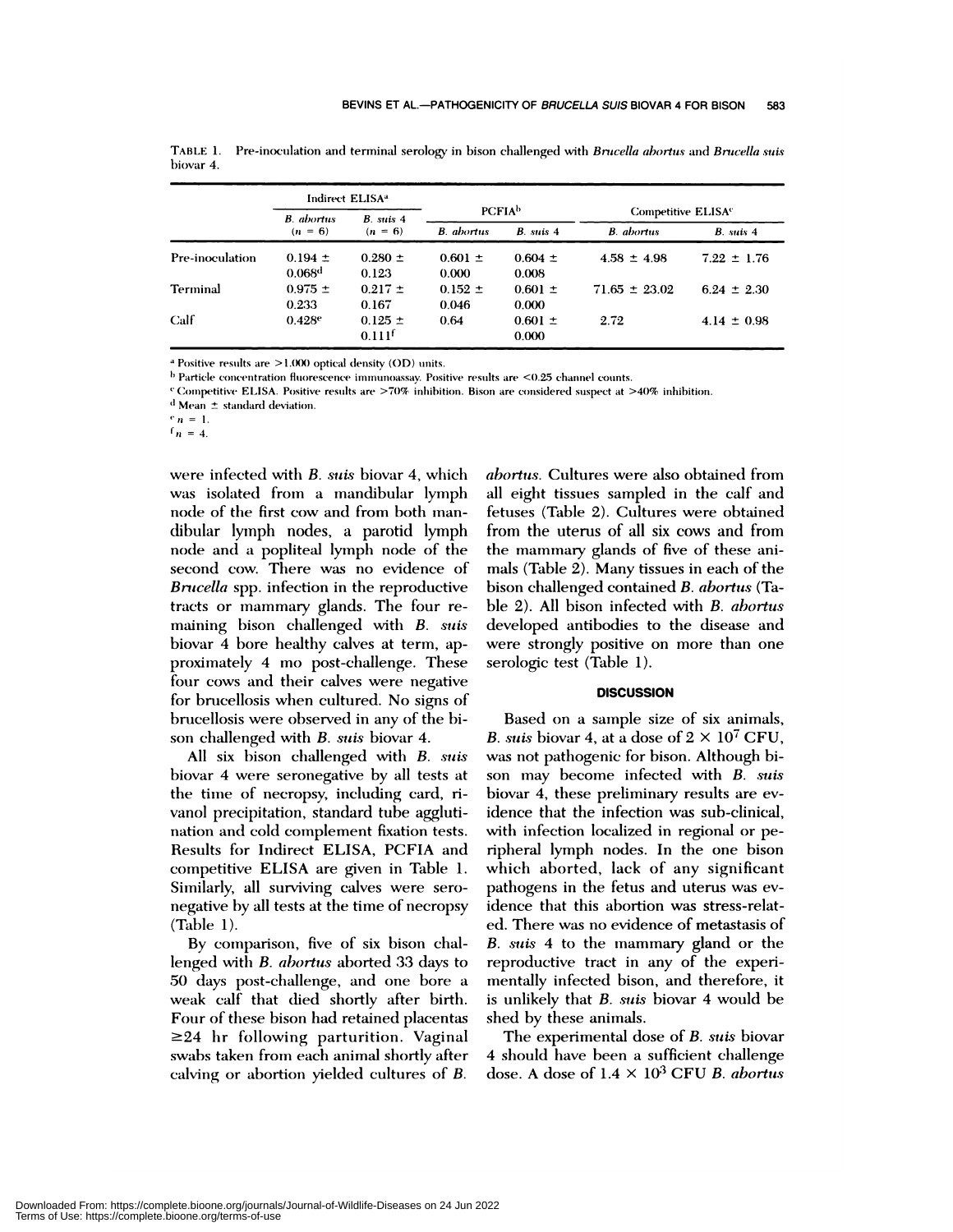TABLE 1. Pre-inoculation and terminal serology in bison challenged with *Brucella abortus* and *Brucella suis* biovar 4.

| | Indirect ELISA[a] | | PCFIA[b] | | Competitive ELISA[c] | |
|---|---|---|---|---|---|---|
| | *B. abortus* ($n = 6$) | *B. suis* 4 ($n = 6$) | *B. abortus* | *B. suis* 4 | *B. abortus* | *B. suis* 4 |
| Pre-inoculation | 0.194 ± 0.068[d] | 0.280 ± 0.123 | 0.601 ± 0.000 | 0.604 ± 0.008 | 4.58 ± 4.98 | 7.22 ± 1.76 |
| Terminal | 0.975 ± 0.233 | 0.217 ± 0.167 | 0.152 ± 0.046 | 0.601 ± 0.000 | 71.65 ± 23.02 | 6.24 ± 2.30 |
| Calf | 0.428[e] | 0.125 ± 0.111[f] | 0.64 | 0.601 ± 0.000 | 2.72 | 4.14 ± 0.98 |

[a] Positive results are >1.000 optical density (OD) units.

[b] Particle concentration fluorescence immunoassay. Positive results are <0.25 channel counts.

[c] Competitive ELISA. Positive results are >70% inhibition. Bison are considered suspect at >40% inhibition.

[d] Mean ± standard deviation.

[e] $n = 1$.

[f] $n = 4$.

were infected with *B. suis* biovar 4, which was isolated from a mandibular lymph node of the first cow and from both mandibular lymph nodes, a parotid lymph node and a popliteal lymph node of the second cow. There was no evidence of *Brucella* spp. infection in the reproductive tracts or mammary glands. The four remaining bison challenged with *B. suis* biovar 4 bore healthy calves at term, approximately 4 mo post-challenge. These four cows and their calves were negative for brucellosis when cultured. No signs of brucellosis were observed in any of the bison challenged with *B. suis* biovar 4.

All six bison challenged with *B. suis* biovar 4 were seronegative by all tests at the time of necropsy, including card, rivanol precipitation, standard tube agglutination and cold complement fixation tests. Results for Indirect ELISA, PCFIA and competitive ELISA are given in Table 1. Similarly, all surviving calves were seronegative by all tests at the time of necropsy (Table 1).

By comparison, five of six bison challenged with *B. abortus* aborted 33 days to 50 days post-challenge, and one bore a weak calf that died shortly after birth. Four of these bison had retained placentas ≥24 hr following parturition. Vaginal swabs taken from each animal shortly after calving or abortion yielded cultures of *B. abortus*. Cultures were also obtained from all eight tissues sampled in the calf and fetuses (Table 2). Cultures were obtained from the uterus of all six cows and from the mammary glands of five of these animals (Table 2). Many tissues in each of the bison challenged contained *B. abortus* (Table 2). All bison infected with *B. abortus* developed antibodies to the disease and were strongly positive on more than one serologic test (Table 1).

## DISCUSSION

Based on a sample size of six animals, *B. suis* biovar 4, at a dose of $2 \times 10^7$ CFU, was not pathogenic for bison. Although bison may become infected with *B. suis* biovar 4, these preliminary results are evidence that the infection was sub-clinical, with infection localized in regional or peripheral lymph nodes. In the one bison which aborted, lack of any significant pathogens in the fetus and uterus was evidence that this abortion was stress-related. There was no evidence of metastasis of *B. suis* 4 to the mammary gland or the reproductive tract in any of the experimentally infected bison, and therefore, it is unlikely that *B. suis* biovar 4 would be shed by these animals.

The experimental dose of *B. suis* biovar 4 should have been a sufficient challenge dose. A dose of $1.4 \times 10^3$ CFU *B. abortus*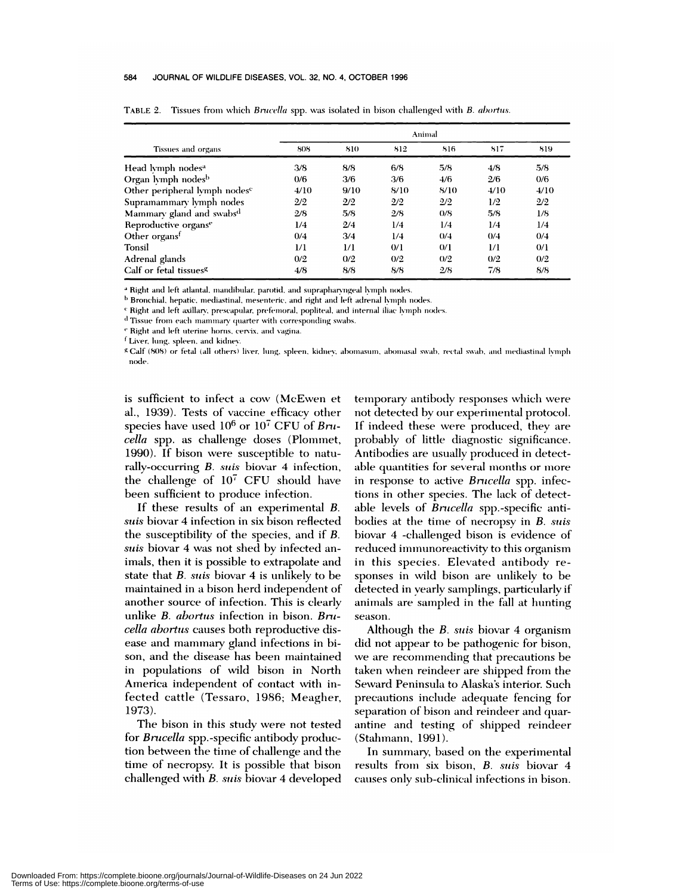TABLE 2. Tissues from which *Brucella* spp. was isolated in bison challenged with *B. abortus*.

| Tissues and organs | Animal | | | | | |
|---|---|---|---|---|---|---|
| | 808 | 810 | 812 | 816 | 817 | 819 |
| Head lymph nodes[a] | 3/8 | 8/8 | 6/8 | 5/8 | 4/8 | 5/8 |
| Organ lymph nodes[b] | 0/6 | 3/6 | 3/6 | 4/6 | 2/6 | 0/6 |
| Other peripheral lymph nodes[c] | 4/10 | 9/10 | 8/10 | 8/10 | 4/10 | 4/10 |
| Supramammary lymph nodes | 2/2 | 2/2 | 2/2 | 2/2 | 1/2 | 2/2 |
| Mammary gland and swabs[d] | 2/8 | 5/8 | 2/8 | 0/8 | 5/8 | 1/8 |
| Reproductive organs[e] | 1/4 | 2/4 | 1/4 | 1/4 | 1/4 | 1/4 |
| Other organs[f] | 0/4 | 3/4 | 1/4 | 0/4 | 0/4 | 0/4 |
| Tonsil | 1/1 | 1/1 | 0/1 | 0/1 | 1/1 | 0/1 |
| Adrenal glands | 0/2 | 0/2 | 0/2 | 0/2 | 0/2 | 0/2 |
| Calf or fetal tissues[g] | 4/8 | 8/8 | 8/8 | 2/8 | 7/8 | 8/8 |

[a] Right and left atlantal, mandibular, parotid, and suprapharyngeal lymph nodes.

[b] Bronchial, hepatic, mediastinal, mesenteric, and right and left adrenal lymph nodes.

[c] Right and left axillary, prescapular, prefemoral, popliteal, and internal iliac lymph nodes.

[d] Tissue from each mammary quarter with corresponding swabs.

[e] Right and left uterine horns, cervix, and vagina.

[f] Liver, lung, spleen, and kidney.

[g] Calf (808) or fetal (all others) liver, lung, spleen, kidney, abomasum, abomasal swab, rectal swab, and mediastinal lymph node.

is sufficient to infect a cow (McEwen et al., 1939). Tests of vaccine efficacy other species have used $10^6$ or $10^7$ CFU of *Brucella* spp. as challenge doses (Plommet, 1990). If bison were susceptible to naturally-occurring *B. suis* biovar 4 infection, the challenge of $10^7$ CFU should have been sufficient to produce infection.

If these results of an experimental *B. suis* biovar 4 infection in six bison reflected the susceptibility of the species, and if *B. suis* biovar 4 was not shed by infected animals, then it is possible to extrapolate and state that *B. suis* biovar 4 is unlikely to be maintained in a bison herd independent of another source of infection. This is clearly unlike *B. abortus* infection in bison. *Brucella abortus* causes both reproductive disease and mammary gland infections in bison, and the disease has been maintained in populations of wild bison in North America independent of contact with infected cattle (Tessaro, 1986; Meagher, 1973).

The bison in this study were not tested for *Brucella* spp.-specific antibody production between the time of challenge and the time of necropsy. It is possible that bison challenged with *B. suis* biovar 4 developed temporary antibody responses which were not detected by our experimental protocol. If indeed these were produced, they are probably of little diagnostic significance. Antibodies are usually produced in detectable quantities for several months or more in response to active *Brucella* spp. infections in other species. The lack of detectable levels of *Brucella* spp.-specific antibodies at the time of necropsy in *B. suis* biovar 4 -challenged bison is evidence of reduced immunoreactivity to this organism in this species. Elevated antibody responses in wild bison are unlikely to be detected in yearly samplings, particularly if animals are sampled in the fall at hunting season.

Although the *B. suis* biovar 4 organism did not appear to be pathogenic for bison, we are recommending that precautions be taken when reindeer are shipped from the Seward Peninsula to Alaska's interior. Such precautions include adequate fencing for separation of bison and reindeer and quarantine and testing of shipped reindeer (Stahmann, 1991).

In summary, based on the experimental results from six bison, *B. suis* biovar 4 causes only sub-clinical infections in bison.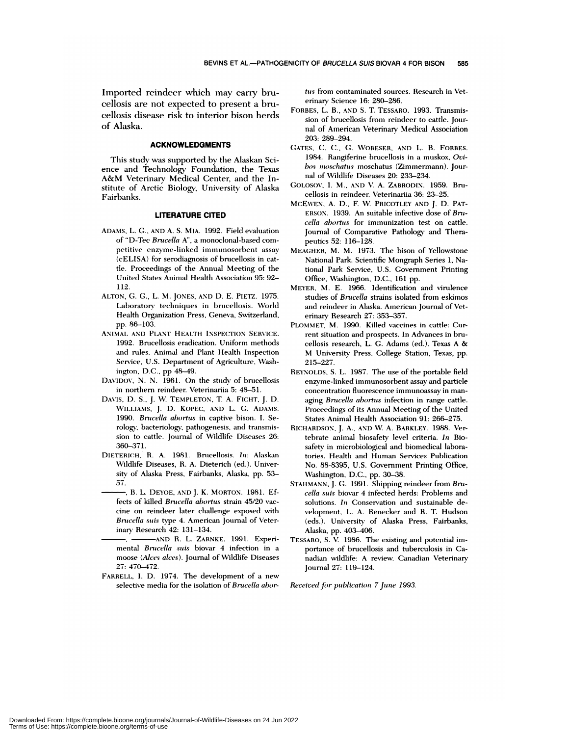Imported reindeer which may carry brucellosis are not expected to present a brucellosis disease risk to interior bison herds of Alaska.

## ACKNOWLEDGMENTS

This study was supported by the Alaskan Science and Technology Foundation, the Texas A&M Veterinary Medical Center, and the Institute of Arctic Biology, University of Alaska Fairbanks.

## LITERATURE CITED

ADAMS, L. G., AND A. S. MIA. 1992. Field evaluation of "D-Tec *Brucella* A", a monoclonal-based competitive enzyme-linked immunosorbent assay (cELISA) for serodiagnosis of brucellosis in cattle. Proceedings of the Annual Meeting of the United States Animal Health Association 95: 92–112.

ALTON, G. G., L. M. JONES, AND D. E. PIETZ. 1975. Laboratory techniques in brucellosis. World Health Organization Press, Geneva, Switzerland, pp. 86–103.

ANIMAL AND PLANT HEALTH INSPECTION SERVICE. 1992. Brucellosis eradication. Uniform methods and rules. Animal and Plant Health Inspection Service, U.S. Department of Agriculture, Washington, D.C., pp 48–49.

DAVIDOV, N. N. 1961. On the study of brucellosis in northern reindeer. Veterinariia 5: 48–51.

DAVIS, D. S., J. W. TEMPLETON, T. A. FICHT, J. D. WILLIAMS, J. D. KOPEC, AND L. G. ADAMS. 1990. *Brucella abortus* in captive bison. I. Serology, bacteriology, pathogenesis, and transmission to cattle. Journal of Wildlife Diseases 26: 360–371.

DIETERICH, R. A. 1981. Brucellosis. *In*: Alaskan Wildlife Diseases, R. A. Dieterich (ed.). University of Alaska Press, Fairbanks, Alaska, pp. 53–57.

———, B. L. DEYOE, AND J. K. MORTON. 1981. Effects of killed *Brucella abortus* strain 45/20 vaccine on reindeer later challenge exposed with *Brucella suis* type 4. American Journal of Veterinary Research 42: 131–134.

———, ———AND R. L. ZARNKE. 1991. Experimental *Brucella suis* biovar 4 infection in a moose (*Alces alces*). Journal of Wildlife Diseases 27: 470–472.

FARRELL, I. D. 1974. The development of a new selective media for the isolation of *Brucella abortus* from contaminated sources. Research in Veterinary Science 16: 280–286.

FORBES, L. B., AND S. T. TESSARO. 1993. Transmission of brucellosis from reindeer to cattle. Journal of American Veterinary Medical Association 203: 289–294.

GATES, C. C., G. WOBESER, AND L. B. FORBES. 1984. Rangiferine brucellosis in a muskox, *Ovibos moschatus* moschatus (Zimmermann). Journal of Wildlife Diseases 20: 233–234.

GOLOSOV, I. M., AND V. A. ZABRODIN. 1959. Brucellosis in reindeer. Veterinariia 36: 23–25.

MCEWEN, A. D., F. W. PRICOTLEY AND J. D. PATERSON. 1939. An suitable infective dose of *Brucella abortus* for immunization test on cattle. Journal of Comparative Pathology and Therapeutics 52: 116–128.

MEAGHER, M. M. 1973. The bison of Yellowstone National Park. Scientific Mongraph Series 1, National Park Service, U.S. Government Printing Office, Washington, D.C., 161 pp.

MEYER, M. E. 1966. Identification and virulence studies of *Brucella* strains isolated from eskimos and reindeer in Alaska. American Journal of Veterinary Research 27: 353–357.

PLOMMET, M. 1990. Killed vaccines in cattle: Current situation and prospects. In Advances in brucellosis research, L. G. Adams (ed.). Texas A & M University Press, College Station, Texas, pp. 215–227.

REYNOLDS, S. L. 1987. The use of the portable field enzyme-linked immunosorbent assay and particle concentration fluorescence immunoassay in managing *Brucella abortus* infection in range cattle. Proceedings of its Annual Meeting of the United States Animal Health Association 91: 266–275.

RICHARDSON, J. A., AND W. A. BARKLEY. 1988. Vertebrate animal biosafety level criteria. *In* Biosafety in microbiological and biomedical laboratories. Health and Human Services Publication No. 88-8395, U.S. Government Printing Office, Washington, D.C., pp. 30–38.

STAHMANN, J. G. 1991. Shipping reindeer from *Brucella suis* biovar 4 infected herds: Problems and solutions. *In* Conservation and sustainable development, L. A. Renecker and R. T. Hudson (eds.). University of Alaska Press, Fairbanks, Alaska, pp. 403–406.

TESSARO, S. V. 1986. The existing and potential importance of brucellosis and tuberculosis in Canadian wildlife: A review. Canadian Veterinary Journal 27: 119–124.

*Received for publication 7 June 1993.*